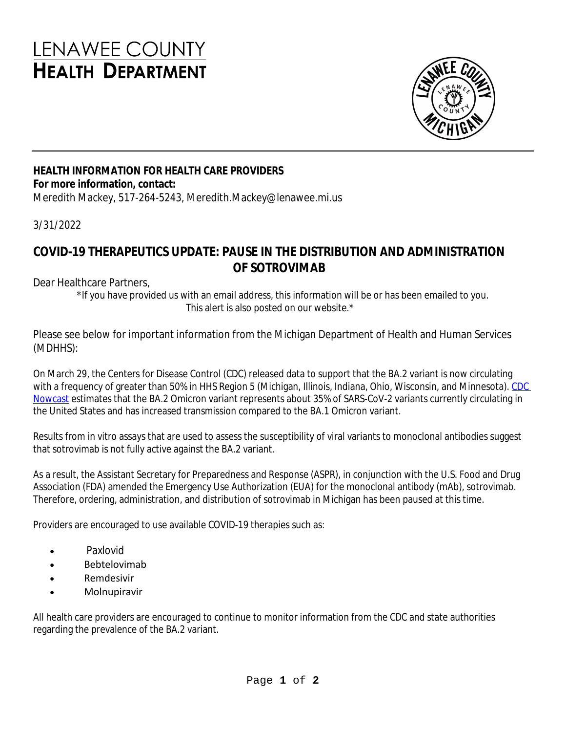# LENAWEE COUNTY HEALTH DEPARTMENT

**HEALTH INFORMATION FOR HEALTH CARE PROVIDERS**
**For more information, contact:**
Meredith Mackey, 517-264-5243, Meredith.Mackey@lenawee.mi.us

3/31/2022

## COVID-19 THERAPEUTICS UPDATE: PAUSE IN THE DISTRIBUTION AND ADMINISTRATION OF SOTROVIMAB

Dear Healthcare Partners,

*If you have provided us with an email address, this information will be or has been emailed to you. This alert is also posted on our website.*

Please see below for important information from the Michigan Department of Health and Human Services (MDHHS):

On March 29, the Centers for Disease Control (CDC) released data to support that the BA.2 variant is now circulating with a frequency of greater than 50% in HHS Region 5 (Michigan, Illinois, Indiana, Ohio, Wisconsin, and Minnesota). CDC Nowcast estimates that the BA.2 Omicron variant represents about 35% of SARS-CoV-2 variants currently circulating in the United States and has increased transmission compared to the BA.1 Omicron variant.

Results from in vitro assays that are used to assess the susceptibility of viral variants to monoclonal antibodies suggest that sotrovimab is not fully active against the BA.2 variant.

As a result, the Assistant Secretary for Preparedness and Response (ASPR), in conjunction with the U.S. Food and Drug Association (FDA) amended the Emergency Use Authorization (EUA) for the monoclonal antibody (mAb), sotrovimab. Therefore, ordering, administration, and distribution of sotrovimab in Michigan has been paused at this time.

Providers are encouraged to use available COVID-19 therapies such as:

- Paxlovid
- Bebtelovimab
- Remdesivir
- Molnupiravir

All health care providers are encouraged to continue to monitor information from the CDC and state authorities regarding the prevalence of the BA.2 variant.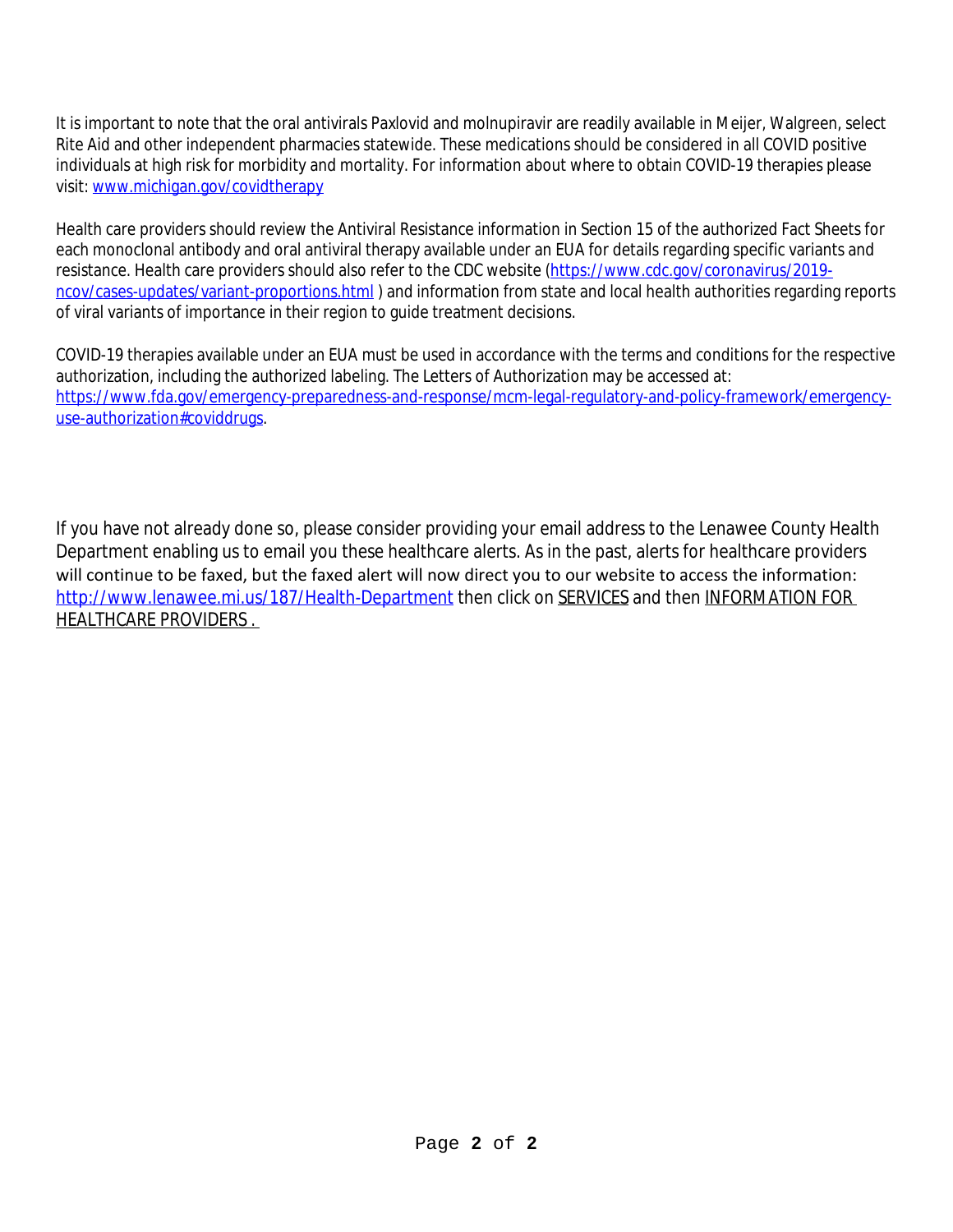It is important to note that the oral antivirals Paxlovid and molnupiravir are readily available in Meijer, Walgreen, select Rite Aid and other independent pharmacies statewide. These medications should be considered in all COVID positive individuals at high risk for morbidity and mortality. For information about where to obtain COVID-19 therapies please visit: [www.michigan.gov/covidtherapy](http://www.michigan.gov/covidtherapy)

Health care providers should review the Antiviral Resistance information in Section 15 of the authorized Fact Sheets for each monoclonal antibody and oral antiviral therapy available under an EUA for details regarding specific variants and resistance. Health care providers should also refer to the CDC website ([https://www.cdc.gov/coronavirus/2019-ncov/cases-updates/variant-proportions.html](https://www.cdc.gov/coronavirus/2019-ncov/cases-updates/variant-proportions.html) ) and information from state and local health authorities regarding reports of viral variants of importance in their region to guide treatment decisions.

COVID-19 therapies available under an EUA must be used in accordance with the terms and conditions for the respective authorization, including the authorized labeling. The Letters of Authorization may be accessed at: [https://www.fda.gov/emergency-preparedness-and-response/mcm-legal-regulatory-and-policy-framework/emergency-use-authorization#coviddrugs](https://www.fda.gov/emergency-preparedness-and-response/mcm-legal-regulatory-and-policy-framework/emergency-use-authorization#coviddrugs).

If you have not already done so, please consider providing your email address to the Lenawee County Health Department enabling us to email you these healthcare alerts. As in the past, alerts for healthcare providers will continue to be faxed, but the faxed alert will now direct you to our website to access the information: [http://www.lenawee.mi.us/187/Health-Department](http://www.lenawee.mi.us/187/Health-Department) then click on SERVICES and then INFORMATION FOR HEALTHCARE PROVIDERS .